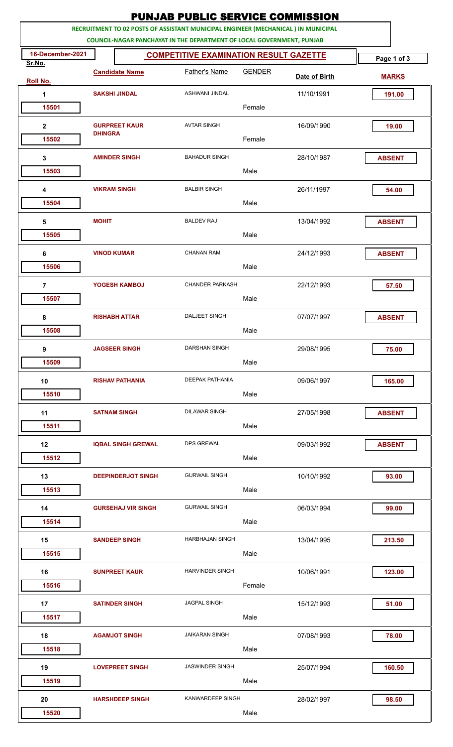# PUNJAB PUBLIC SERVICE COMMISSION

**RECRUITMENT TO 02 POSTS OF ASSISTANT MUNICIPAL ENGINEER (MECHANICAL ) IN MUNICIPAL COUNCIL-NAGAR PANCHAYAT IN THE DEPARTMENT OF LOCAL GOVERNMENT, PUNJAB**

**16-December-2021**

## COMPETITIVE EXAMINATION RESULT GAZETTE

| Sr.No. | Roll No. | Candidate Name | Father's Name | GENDER | Date of Birth | MARKS |
|---|---|---|---|---|---|---|
| 1 | 15501 | SAKSHI JINDAL | ASHWANI JINDAL | Female | 11/10/1991 | 191.00 |
| 2 | 15502 | GURPREET KAUR DHINGRA | AVTAR SINGH | Female | 16/09/1990 | 19.00 |
| 3 | 15503 | AMINDER SINGH | BAHADUR SINGH | Male | 28/10/1987 | ABSENT |
| 4 | 15504 | VIKRAM SINGH | BALBIR SINGH | Male | 26/11/1997 | 54.00 |
| 5 | 15505 | MOHIT | BALDEV RAJ | Male | 13/04/1992 | ABSENT |
| 6 | 15506 | VINOD KUMAR | CHANAN RAM | Male | 24/12/1993 | ABSENT |
| 7 | 15507 | YOGESH KAMBOJ | CHANDER PARKASH | Male | 22/12/1993 | 57.50 |
| 8 | 15508 | RISHABH ATTAR | DALJEET SINGH | Male | 07/07/1997 | ABSENT |
| 9 | 15509 | JAGSEER SINGH | DARSHAN SINGH | Male | 29/08/1995 | 75.00 |
| 10 | 15510 | RISHAV PATHANIA | DEEPAK PATHANIA | Male | 09/06/1997 | 165.00 |
| 11 | 15511 | SATNAM SINGH | DILAWAR SINGH | Male | 27/05/1998 | ABSENT |
| 12 | 15512 | IQBAL SINGH GREWAL | DPS GREWAL | Male | 09/03/1992 | ABSENT |
| 13 | 15513 | DEEPINDERJOT SINGH | GURWAIL SINGH | Male | 10/10/1992 | 93.00 |
| 14 | 15514 | GURSEHAJ VIR SINGH | GURWAIL SINGH | Male | 06/03/1994 | 99.00 |
| 15 | 15515 | SANDEEP SINGH | HARBHAJAN SINGH | Male | 13/04/1995 | 213.50 |
| 16 | 15516 | SUNPREET KAUR | HARVINDER SINGH | Female | 10/06/1991 | 123.00 |
| 17 | 15517 | SATINDER SINGH | JAGPAL SINGH | Male | 15/12/1993 | 51.00 |
| 18 | 15518 | AGAMJOT SINGH | JAIKARAN SINGH | Male | 07/08/1993 | 78.00 |
| 19 | 15519 | LOVEPREET SINGH | JASWINDER SINGH | Male | 25/07/1994 | 160.50 |
| 20 | 15520 | HARSHDEEP SINGH | KANWARDEEP SINGH | Male | 28/02/1997 | 98.50 |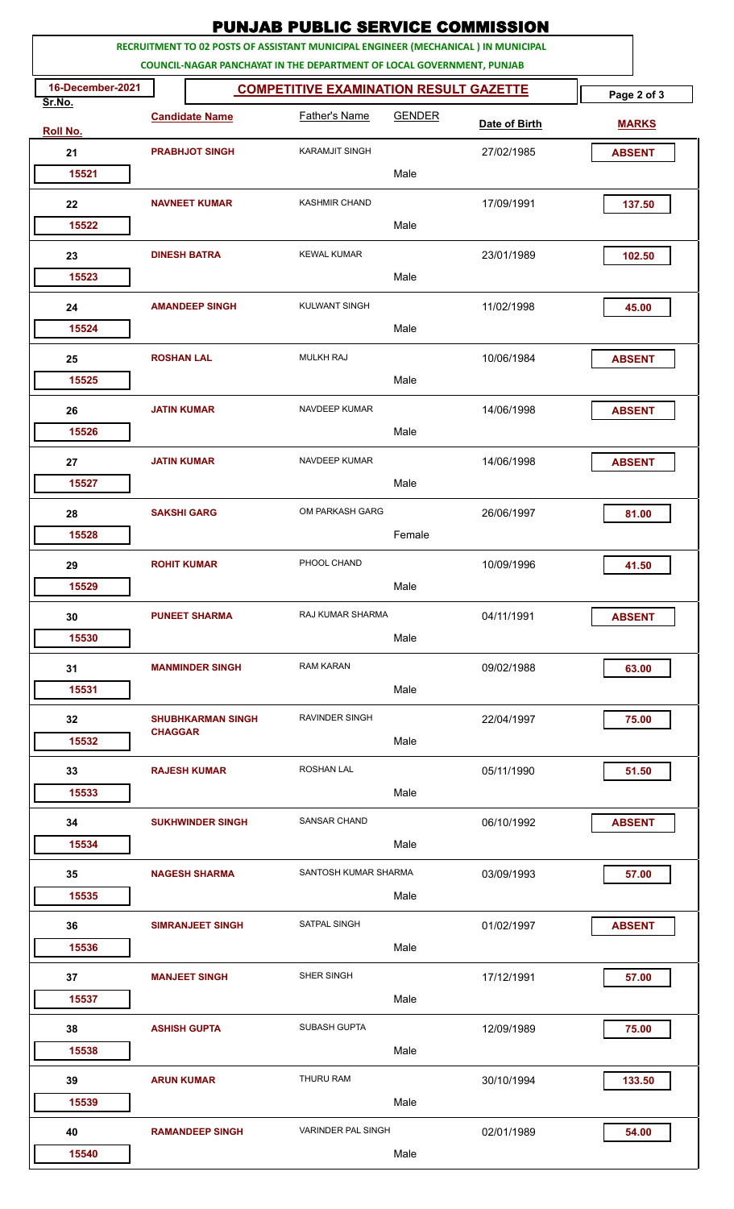# PUNJAB PUBLIC SERVICE COMMISSION

**RECRUITMENT TO 02 POSTS OF ASSISTANT MUNICIPAL ENGINEER (MECHANICAL ) IN MUNICIPAL COUNCIL-NAGAR PANCHAYAT IN THE DEPARTMENT OF LOCAL GOVERNMENT, PUNJAB**

**16-December-2021**

## COMPETITIVE EXAMINATION RESULT GAZETTE

| Sr.No. | Roll No. | Candidate Name | Father's Name | GENDER | Date of Birth | MARKS |
|---|---|---|---|---|---|---|
| 21 | 15521 | PRABHJOT SINGH | KARAMJIT SINGH | Male | 27/02/1985 | ABSENT |
| 22 | 15522 | NAVNEET KUMAR | KASHMIR CHAND | Male | 17/09/1991 | 137.50 |
| 23 | 15523 | DINESH BATRA | KEWAL KUMAR | Male | 23/01/1989 | 102.50 |
| 24 | 15524 | AMANDEEP SINGH | KULWANT SINGH | Male | 11/02/1998 | 45.00 |
| 25 | 15525 | ROSHAN LAL | MULKH RAJ | Male | 10/06/1984 | ABSENT |
| 26 | 15526 | JATIN KUMAR | NAVDEEP KUMAR | Male | 14/06/1998 | ABSENT |
| 27 | 15527 | JATIN KUMAR | NAVDEEP KUMAR | Male | 14/06/1998 | ABSENT |
| 28 | 15528 | SAKSHI GARG | OM PARKASH GARG | Female | 26/06/1997 | 81.00 |
| 29 | 15529 | ROHIT KUMAR | PHOOL CHAND | Male | 10/09/1996 | 41.50 |
| 30 | 15530 | PUNEET SHARMA | RAJ KUMAR SHARMA | Male | 04/11/1991 | ABSENT |
| 31 | 15531 | MANMINDER SINGH | RAM KARAN | Male | 09/02/1988 | 63.00 |
| 32 | 15532 | SHUBHKARMAN SINGH CHAGGAR | RAVINDER SINGH | Male | 22/04/1997 | 75.00 |
| 33 | 15533 | RAJESH KUMAR | ROSHAN LAL | Male | 05/11/1990 | 51.50 |
| 34 | 15534 | SUKHWINDER SINGH | SANSAR CHAND | Male | 06/10/1992 | ABSENT |
| 35 | 15535 | NAGESH SHARMA | SANTOSH KUMAR SHARMA | Male | 03/09/1993 | 57.00 |
| 36 | 15536 | SIMRANJEET SINGH | SATPAL SINGH | Male | 01/02/1997 | ABSENT |
| 37 | 15537 | MANJEET SINGH | SHER SINGH | Male | 17/12/1991 | 57.00 |
| 38 | 15538 | ASHISH GUPTA | SUBASH GUPTA | Male | 12/09/1989 | 75.00 |
| 39 | 15539 | ARUN KUMAR | THURU RAM | Male | 30/10/1994 | 133.50 |
| 40 | 15540 | RAMANDEEP SINGH | VARINDER PAL SINGH | Male | 02/01/1989 | 54.00 |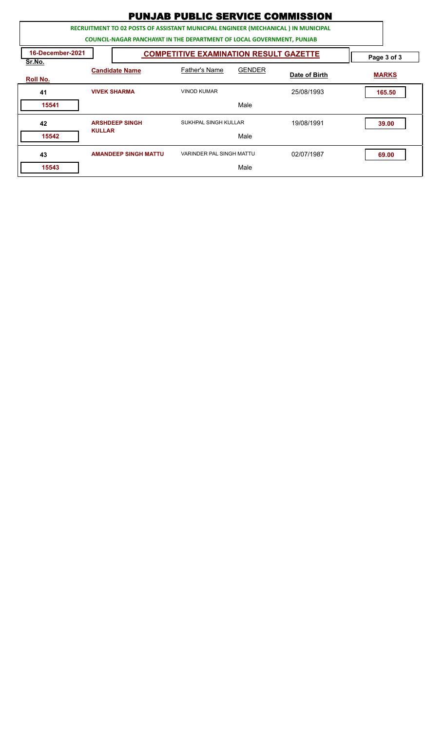# PUNJAB PUBLIC SERVICE COMMISSION

**RECRUITMENT TO 02 POSTS OF ASSISTANT MUNICIPAL ENGINEER (MECHANICAL ) IN MUNICIPAL COUNCIL-NAGAR PANCHAYAT IN THE DEPARTMENT OF LOCAL GOVERNMENT, PUNJAB**

**16-December-2021**

## COMPETITIVE EXAMINATION RESULT GAZETTE

| Sr.No. / Roll No. | Candidate Name | Father's Name | GENDER | Date of Birth | MARKS |
|---|---|---|---|---|---|
| 41 / 15541 | VIVEK SHARMA | VINOD KUMAR | Male | 25/08/1993 | 165.50 |
| 42 / 15542 | ARSHDEEP SINGH KULLAR | SUKHPAL SINGH KULLAR | Male | 19/08/1991 | 39.00 |
| 43 / 15543 | AMANDEEP SINGH MATTU | VARINDER PAL SINGH MATTU | Male | 02/07/1987 | 69.00 |